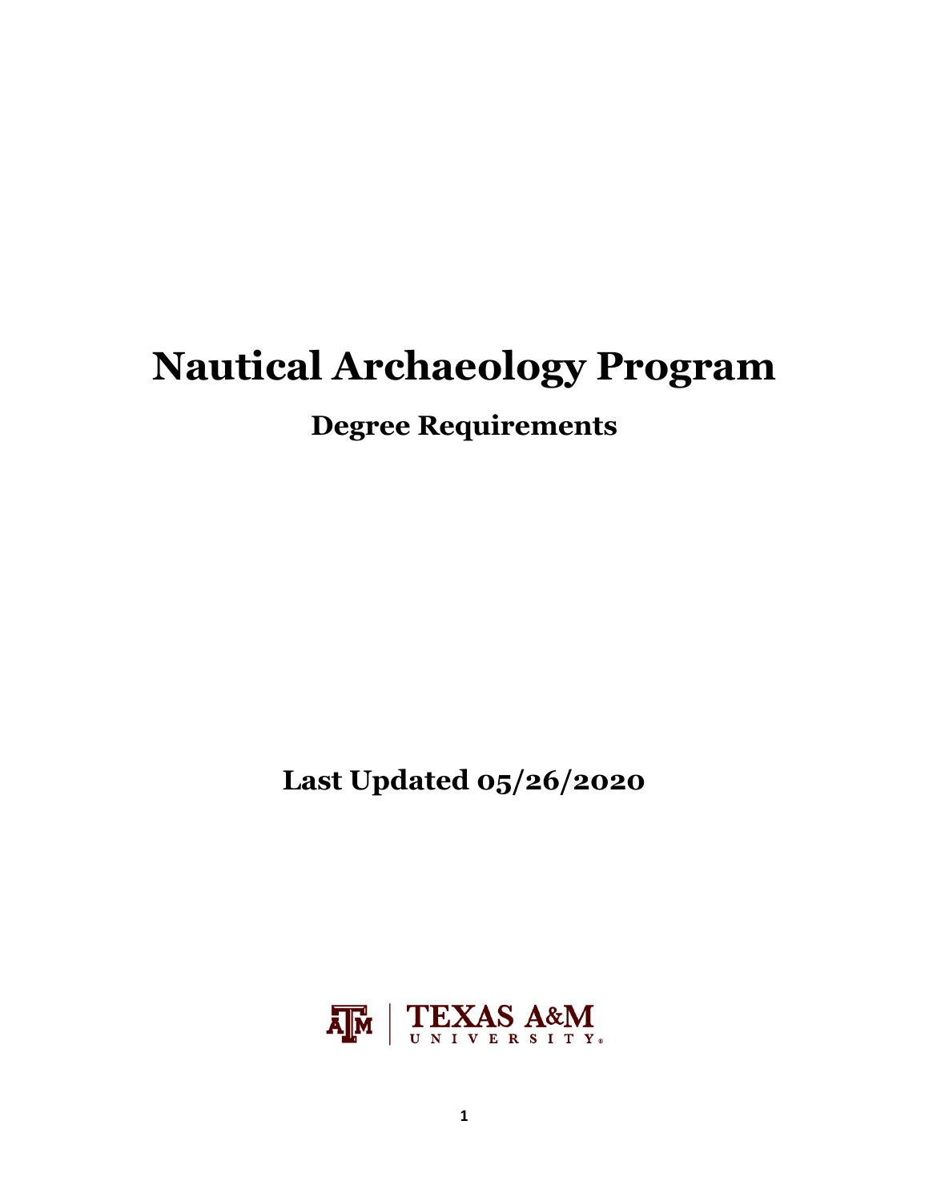# Nautical Archaeology Program

## Degree Requirements

**Last Updated 05/26/2020**

TEXAS A&M UNIVERSITY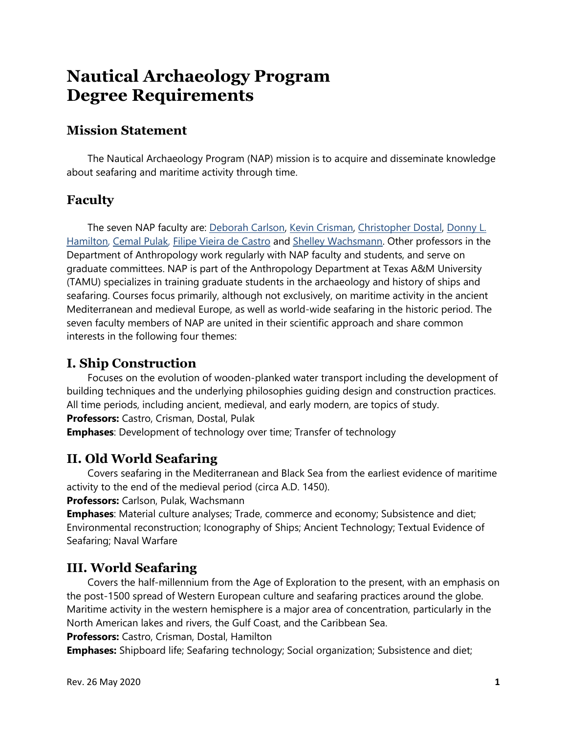# Nautical Archaeology Program Degree Requirements

## Mission Statement

The Nautical Archaeology Program (NAP) mission is to acquire and disseminate knowledge about seafaring and maritime activity through time.

## Faculty

The seven NAP faculty are: Deborah Carlson, Kevin Crisman, Christopher Dostal, Donny L. Hamilton, Cemal Pulak, Filipe Vieira de Castro and Shelley Wachsmann. Other professors in the Department of Anthropology work regularly with NAP faculty and students, and serve on graduate committees. NAP is part of the Anthropology Department at Texas A&M University (TAMU) specializes in training graduate students in the archaeology and history of ships and seafaring. Courses focus primarily, although not exclusively, on maritime activity in the ancient Mediterranean and medieval Europe, as well as world-wide seafaring in the historic period. The seven faculty members of NAP are united in their scientific approach and share common interests in the following four themes:

## I. Ship Construction

Focuses on the evolution of wooden-planked water transport including the development of building techniques and the underlying philosophies guiding design and construction practices. All time periods, including ancient, medieval, and early modern, are topics of study.

**Professors:** Castro, Crisman, Dostal, Pulak

**Emphases**: Development of technology over time; Transfer of technology

## II. Old World Seafaring

Covers seafaring in the Mediterranean and Black Sea from the earliest evidence of maritime activity to the end of the medieval period (circa A.D. 1450).

**Professors:** Carlson, Pulak, Wachsmann

**Emphases**: Material culture analyses; Trade, commerce and economy; Subsistence and diet; Environmental reconstruction; Iconography of Ships; Ancient Technology; Textual Evidence of Seafaring; Naval Warfare

## III. World Seafaring

Covers the half-millennium from the Age of Exploration to the present, with an emphasis on the post-1500 spread of Western European culture and seafaring practices around the globe. Maritime activity in the western hemisphere is a major area of concentration, particularly in the North American lakes and rivers, the Gulf Coast, and the Caribbean Sea.

**Professors:** Castro, Crisman, Dostal, Hamilton

**Emphases:** Shipboard life; Seafaring technology; Social organization; Subsistence and diet;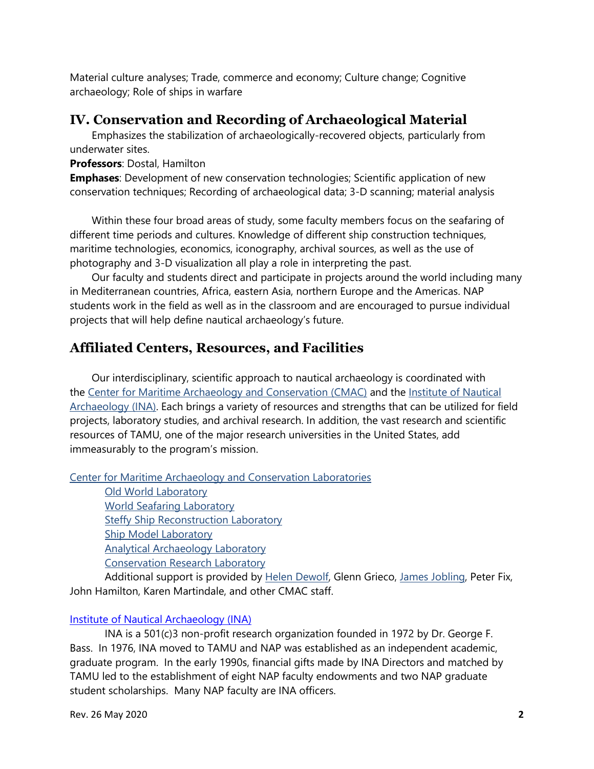Material culture analyses; Trade, commerce and economy; Culture change; Cognitive archaeology; Role of ships in warfare

## IV. Conservation and Recording of Archaeological Material

Emphasizes the stabilization of archaeologically-recovered objects, particularly from underwater sites.

**Professors**: Dostal, Hamilton

**Emphases**: Development of new conservation technologies; Scientific application of new conservation techniques; Recording of archaeological data; 3-D scanning; material analysis

Within these four broad areas of study, some faculty members focus on the seafaring of different time periods and cultures. Knowledge of different ship construction techniques, maritime technologies, economics, iconography, archival sources, as well as the use of photography and 3-D visualization all play a role in interpreting the past.

Our faculty and students direct and participate in projects around the world including many in Mediterranean countries, Africa, eastern Asia, northern Europe and the Americas. NAP students work in the field as well as in the classroom and are encouraged to pursue individual projects that will help define nautical archaeology's future.

## Affiliated Centers, Resources, and Facilities

Our interdisciplinary, scientific approach to nautical archaeology is coordinated with the Center for Maritime Archaeology and Conservation (CMAC) and the Institute of Nautical Archaeology (INA). Each brings a variety of resources and strengths that can be utilized for field projects, laboratory studies, and archival research. In addition, the vast research and scientific resources of TAMU, one of the major research universities in the United States, add immeasurably to the program's mission.

Center for Maritime Archaeology and Conservation Laboratories

- Old World Laboratory
- World Seafaring Laboratory
- Steffy Ship Reconstruction Laboratory
- Ship Model Laboratory
- Analytical Archaeology Laboratory
- Conservation Research Laboratory

Additional support is provided by Helen Dewolf, Glenn Grieco, James Jobling, Peter Fix, John Hamilton, Karen Martindale, and other CMAC staff.

Institute of Nautical Archaeology (INA)

INA is a 501(c)3 non-profit research organization founded in 1972 by Dr. George F. Bass. In 1976, INA moved to TAMU and NAP was established as an independent academic, graduate program. In the early 1990s, financial gifts made by INA Directors and matched by TAMU led to the establishment of eight NAP faculty endowments and two NAP graduate student scholarships. Many NAP faculty are INA officers.

Rev. 26 May 2020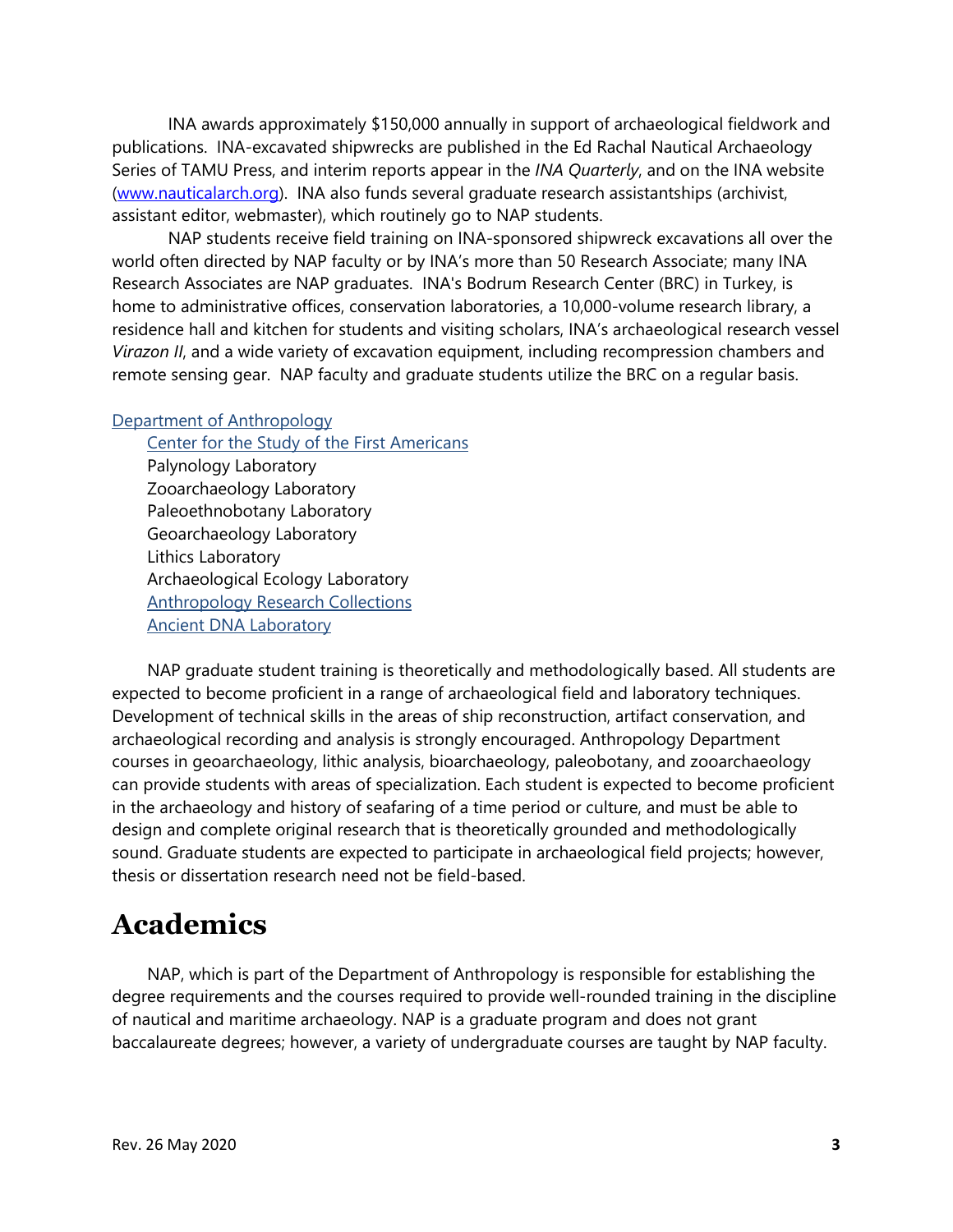INA awards approximately $150,000 annually in support of archaeological fieldwork and publications. INA-excavated shipwrecks are published in the Ed Rachal Nautical Archaeology Series of TAMU Press, and interim reports appear in the *INA Quarterly*, and on the INA website ([www.nauticalarch.org](www.nauticalarch.org)). INA also funds several graduate research assistantships (archivist, assistant editor, webmaster), which routinely go to NAP students.

NAP students receive field training on INA-sponsored shipwreck excavations all over the world often directed by NAP faculty or by INA's more than 50 Research Associate; many INA Research Associates are NAP graduates. INA's Bodrum Research Center (BRC) in Turkey, is home to administrative offices, conservation laboratories, a 10,000-volume research library, a residence hall and kitchen for students and visiting scholars, INA's archaeological research vessel *Virazon II*, and a wide variety of excavation equipment, including recompression chambers and remote sensing gear. NAP faculty and graduate students utilize the BRC on a regular basis.

Department of Anthropology

- Center for the Study of the First Americans
- Palynology Laboratory
- Zooarchaeology Laboratory
- Paleoethnobotany Laboratory
- Geoarchaeology Laboratory
- Lithics Laboratory
- Archaeological Ecology Laboratory
- Anthropology Research Collections
- Ancient DNA Laboratory

NAP graduate student training is theoretically and methodologically based. All students are expected to become proficient in a range of archaeological field and laboratory techniques. Development of technical skills in the areas of ship reconstruction, artifact conservation, and archaeological recording and analysis is strongly encouraged. Anthropology Department courses in geoarchaeology, lithic analysis, bioarchaeology, paleobotany, and zooarchaeology can provide students with areas of specialization. Each student is expected to become proficient in the archaeology and history of seafaring of a time period or culture, and must be able to design and complete original research that is theoretically grounded and methodologically sound. Graduate students are expected to participate in archaeological field projects; however, thesis or dissertation research need not be field-based.

# Academics

NAP, which is part of the Department of Anthropology is responsible for establishing the degree requirements and the courses required to provide well-rounded training in the discipline of nautical and maritime archaeology. NAP is a graduate program and does not grant baccalaureate degrees; however, a variety of undergraduate courses are taught by NAP faculty.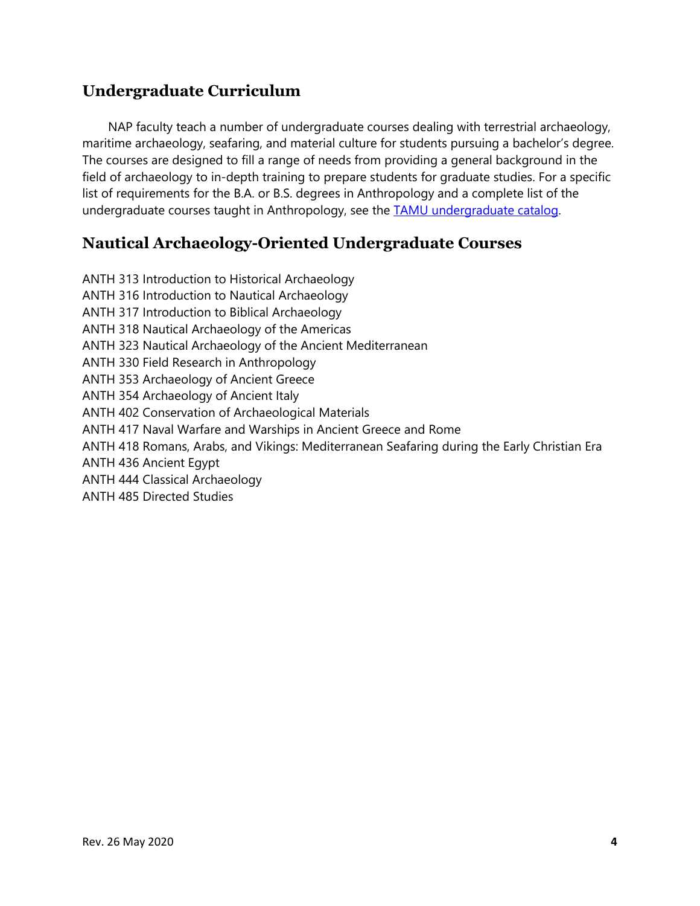## Undergraduate Curriculum

NAP faculty teach a number of undergraduate courses dealing with terrestrial archaeology, maritime archaeology, seafaring, and material culture for students pursuing a bachelor's degree. The courses are designed to fill a range of needs from providing a general background in the field of archaeology to in-depth training to prepare students for graduate studies. For a specific list of requirements for the B.A. or B.S. degrees in Anthropology and a complete list of the undergraduate courses taught in Anthropology, see the TAMU undergraduate catalog.

## Nautical Archaeology-Oriented Undergraduate Courses

ANTH 313 Introduction to Historical Archaeology
ANTH 316 Introduction to Nautical Archaeology
ANTH 317 Introduction to Biblical Archaeology
ANTH 318 Nautical Archaeology of the Americas
ANTH 323 Nautical Archaeology of the Ancient Mediterranean
ANTH 330 Field Research in Anthropology
ANTH 353 Archaeology of Ancient Greece
ANTH 354 Archaeology of Ancient Italy
ANTH 402 Conservation of Archaeological Materials
ANTH 417 Naval Warfare and Warships in Ancient Greece and Rome
ANTH 418 Romans, Arabs, and Vikings: Mediterranean Seafaring during the Early Christian Era
ANTH 436 Ancient Egypt
ANTH 444 Classical Archaeology
ANTH 485 Directed Studies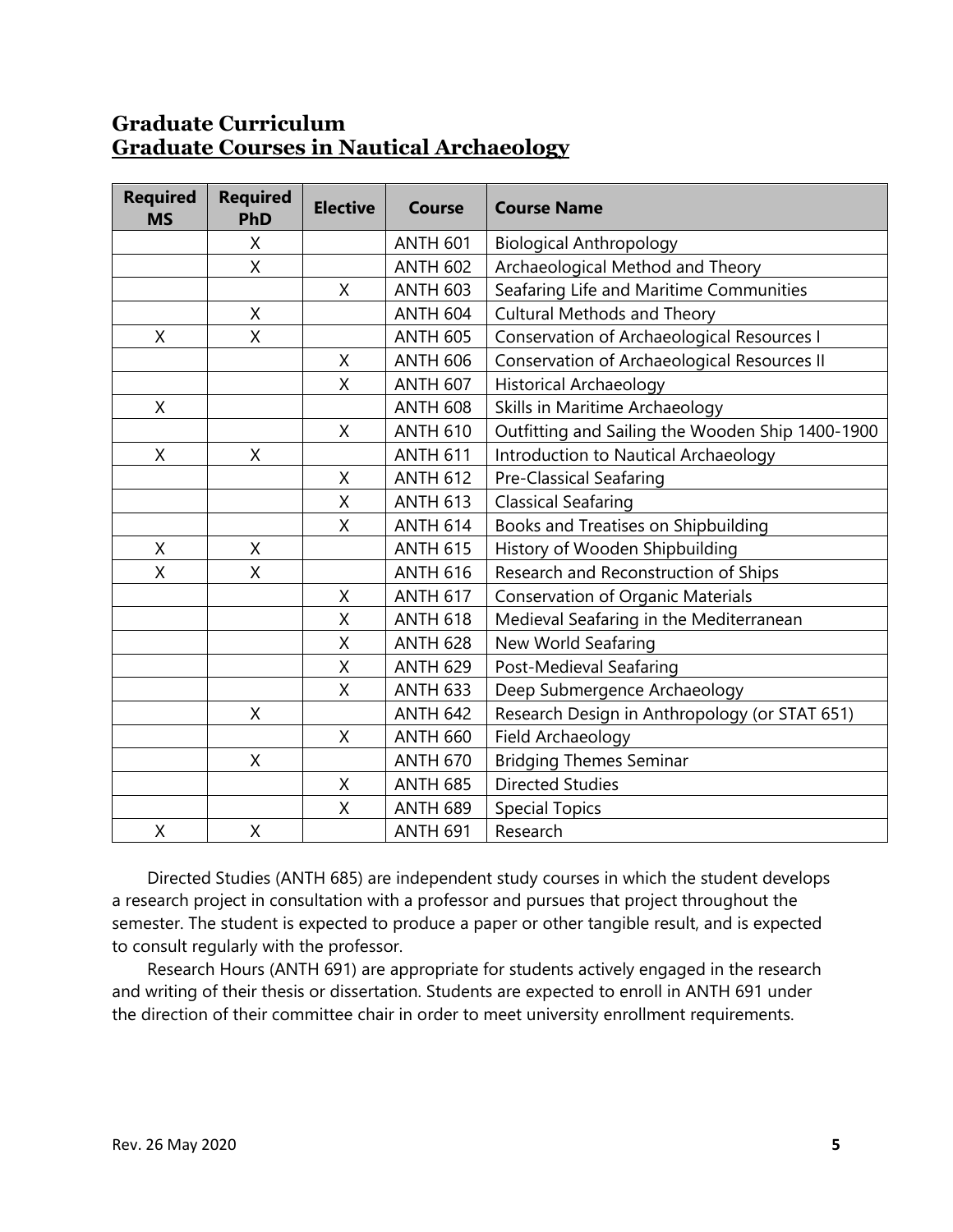## Graduate Curriculum
## Graduate Courses in Nautical Archaeology

| Required MS | Required PhD | Elective | Course | Course Name |
|---|---|---|---|---|
| | X | | ANTH 601 | Biological Anthropology |
| | X | | ANTH 602 | Archaeological Method and Theory |
| | | X | ANTH 603 | Seafaring Life and Maritime Communities |
| | X | | ANTH 604 | Cultural Methods and Theory |
| X | X | | ANTH 605 | Conservation of Archaeological Resources I |
| | | X | ANTH 606 | Conservation of Archaeological Resources II |
| | | X | ANTH 607 | Historical Archaeology |
| X | | | ANTH 608 | Skills in Maritime Archaeology |
| | | X | ANTH 610 | Outfitting and Sailing the Wooden Ship 1400-1900 |
| X | X | | ANTH 611 | Introduction to Nautical Archaeology |
| | | X | ANTH 612 | Pre-Classical Seafaring |
| | | X | ANTH 613 | Classical Seafaring |
| | | X | ANTH 614 | Books and Treatises on Shipbuilding |
| X | X | | ANTH 615 | History of Wooden Shipbuilding |
| X | X | | ANTH 616 | Research and Reconstruction of Ships |
| | | X | ANTH 617 | Conservation of Organic Materials |
| | | X | ANTH 618 | Medieval Seafaring in the Mediterranean |
| | | X | ANTH 628 | New World Seafaring |
| | | X | ANTH 629 | Post-Medieval Seafaring |
| | | X | ANTH 633 | Deep Submergence Archaeology |
| | X | | ANTH 642 | Research Design in Anthropology (or STAT 651) |
| | | X | ANTH 660 | Field Archaeology |
| | X | | ANTH 670 | Bridging Themes Seminar |
| | | X | ANTH 685 | Directed Studies |
| | | X | ANTH 689 | Special Topics |
| X | X | | ANTH 691 | Research |

Directed Studies (ANTH 685) are independent study courses in which the student develops a research project in consultation with a professor and pursues that project throughout the semester. The student is expected to produce a paper or other tangible result, and is expected to consult regularly with the professor.

Research Hours (ANTH 691) are appropriate for students actively engaged in the research and writing of their thesis or dissertation. Students are expected to enroll in ANTH 691 under the direction of their committee chair in order to meet university enrollment requirements.

Rev. 26 May 2020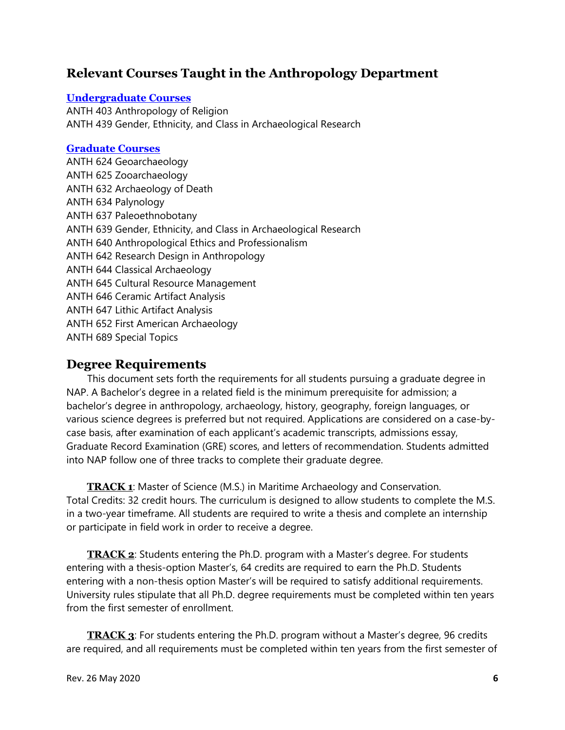## Relevant Courses Taught in the Anthropology Department

### [Undergraduate Courses]

ANTH 403 Anthropology of Religion
ANTH 439 Gender, Ethnicity, and Class in Archaeological Research

### [Graduate Courses]

ANTH 624 Geoarchaeology
ANTH 625 Zooarchaeology
ANTH 632 Archaeology of Death
ANTH 634 Palynology
ANTH 637 Paleoethnobotany
ANTH 639 Gender, Ethnicity, and Class in Archaeological Research
ANTH 640 Anthropological Ethics and Professionalism
ANTH 642 Research Design in Anthropology
ANTH 644 Classical Archaeology
ANTH 645 Cultural Resource Management
ANTH 646 Ceramic Artifact Analysis
ANTH 647 Lithic Artifact Analysis
ANTH 652 First American Archaeology
ANTH 689 Special Topics

## Degree Requirements

This document sets forth the requirements for all students pursuing a graduate degree in NAP. A Bachelor's degree in a related field is the minimum prerequisite for admission; a bachelor's degree in anthropology, archaeology, history, geography, foreign languages, or various science degrees is preferred but not required. Applications are considered on a case-by-case basis, after examination of each applicant's academic transcripts, admissions essay, Graduate Record Examination (GRE) scores, and letters of recommendation. Students admitted into NAP follow one of three tracks to complete their graduate degree.

**TRACK 1**: Master of Science (M.S.) in Maritime Archaeology and Conservation. Total Credits: 32 credit hours. The curriculum is designed to allow students to complete the M.S. in a two-year timeframe. All students are required to write a thesis and complete an internship or participate in field work in order to receive a degree.

**TRACK 2**: Students entering the Ph.D. program with a Master's degree. For students entering with a thesis-option Master's, 64 credits are required to earn the Ph.D. Students entering with a non-thesis option Master's will be required to satisfy additional requirements. University rules stipulate that all Ph.D. degree requirements must be completed within ten years from the first semester of enrollment.

**TRACK 3**: For students entering the Ph.D. program without a Master's degree, 96 credits are required, and all requirements must be completed within ten years from the first semester of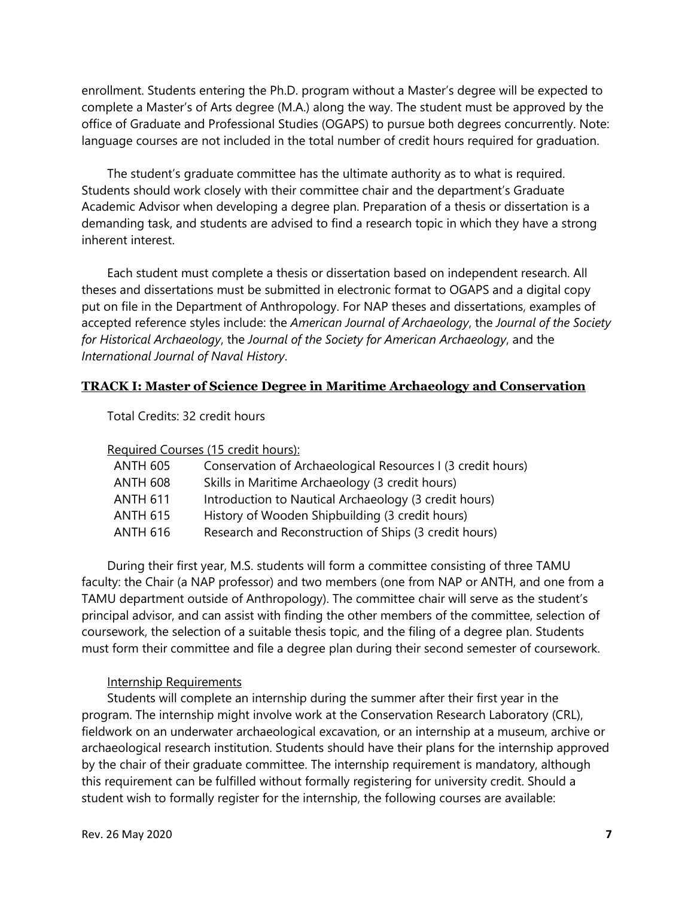enrollment. Students entering the Ph.D. program without a Master's degree will be expected to complete a Master's of Arts degree (M.A.) along the way. The student must be approved by the office of Graduate and Professional Studies (OGAPS) to pursue both degrees concurrently. Note: language courses are not included in the total number of credit hours required for graduation.

The student's graduate committee has the ultimate authority as to what is required. Students should work closely with their committee chair and the department's Graduate Academic Advisor when developing a degree plan. Preparation of a thesis or dissertation is a demanding task, and students are advised to find a research topic in which they have a strong inherent interest.

Each student must complete a thesis or dissertation based on independent research. All theses and dissertations must be submitted in electronic format to OGAPS and a digital copy put on file in the Department of Anthropology. For NAP theses and dissertations, examples of accepted reference styles include: the *American Journal of Archaeology*, the *Journal of the Society for Historical Archaeology*, the *Journal of the Society for American Archaeology*, and the *International Journal of Naval History*.

## TRACK I: Master of Science Degree in Maritime Archaeology and Conservation

Total Credits: 32 credit hours

Required Courses (15 credit hours):

| | |
|---|---|
| ANTH 605 | Conservation of Archaeological Resources I (3 credit hours) |
| ANTH 608 | Skills in Maritime Archaeology (3 credit hours) |
| ANTH 611 | Introduction to Nautical Archaeology (3 credit hours) |
| ANTH 615 | History of Wooden Shipbuilding (3 credit hours) |
| ANTH 616 | Research and Reconstruction of Ships (3 credit hours) |

During their first year, M.S. students will form a committee consisting of three TAMU faculty: the Chair (a NAP professor) and two members (one from NAP or ANTH, and one from a TAMU department outside of Anthropology). The committee chair will serve as the student's principal advisor, and can assist with finding the other members of the committee, selection of coursework, the selection of a suitable thesis topic, and the filing of a degree plan. Students must form their committee and file a degree plan during their second semester of coursework.

### Internship Requirements

Students will complete an internship during the summer after their first year in the program. The internship might involve work at the Conservation Research Laboratory (CRL), fieldwork on an underwater archaeological excavation, or an internship at a museum, archive or archaeological research institution. Students should have their plans for the internship approved by the chair of their graduate committee. The internship requirement is mandatory, although this requirement can be fulfilled without formally registering for university credit. Should a student wish to formally register for the internship, the following courses are available: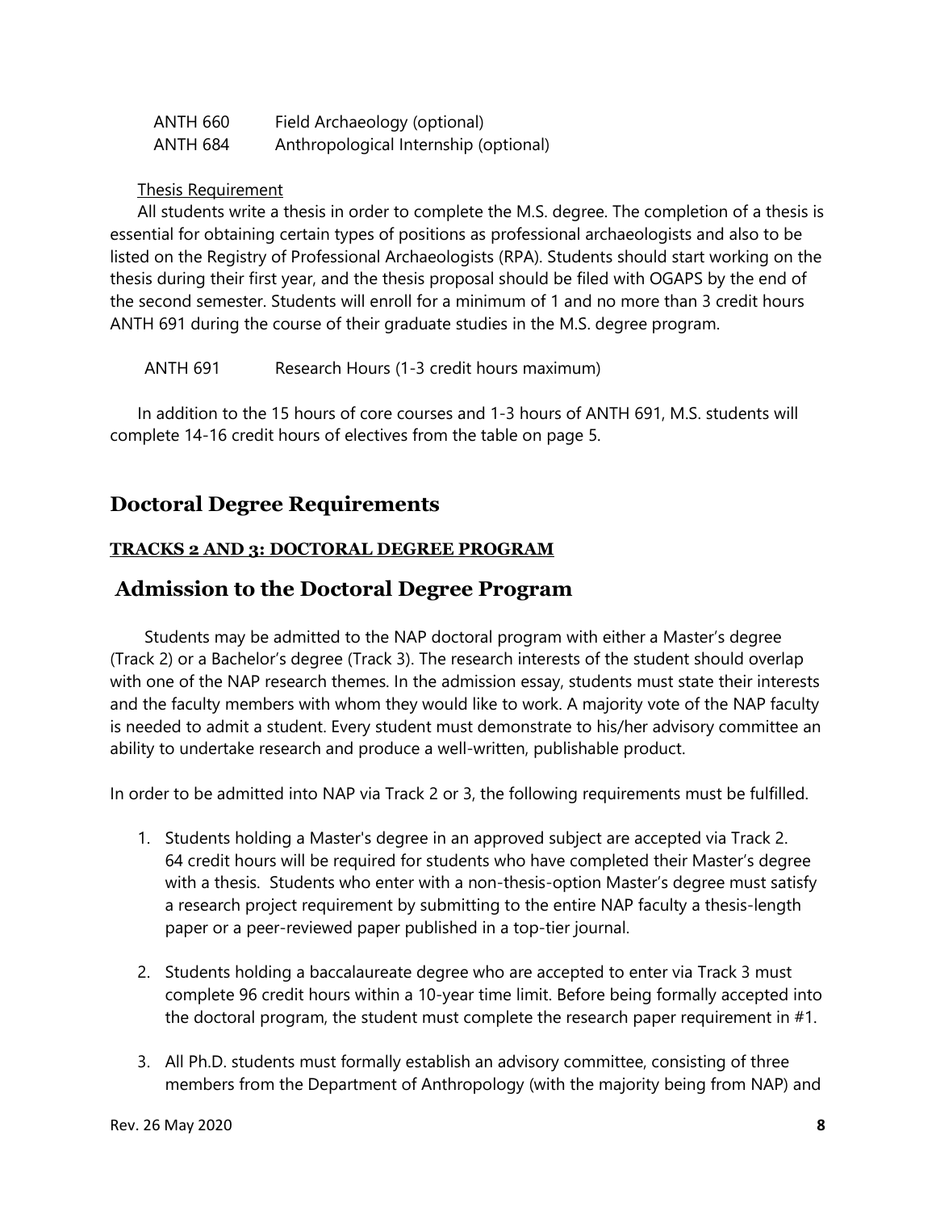| | |
|---|---|
| ANTH 660 | Field Archaeology (optional) |
| ANTH 684 | Anthropological Internship (optional) |

Thesis Requirement

All students write a thesis in order to complete the M.S. degree. The completion of a thesis is essential for obtaining certain types of positions as professional archaeologists and also to be listed on the Registry of Professional Archaeologists (RPA). Students should start working on the thesis during their first year, and the thesis proposal should be filed with OGAPS by the end of the second semester. Students will enroll for a minimum of 1 and no more than 3 credit hours ANTH 691 during the course of their graduate studies in the M.S. degree program.

| | |
|---|---|
| ANTH 691 | Research Hours (1-3 credit hours maximum) |

In addition to the 15 hours of core courses and 1-3 hours of ANTH 691, M.S. students will complete 14-16 credit hours of electives from the table on page 5.

## Doctoral Degree Requirements

### TRACKS 2 AND 3: DOCTORAL DEGREE PROGRAM

## Admission to the Doctoral Degree Program

Students may be admitted to the NAP doctoral program with either a Master's degree (Track 2) or a Bachelor's degree (Track 3). The research interests of the student should overlap with one of the NAP research themes. In the admission essay, students must state their interests and the faculty members with whom they would like to work. A majority vote of the NAP faculty is needed to admit a student. Every student must demonstrate to his/her advisory committee an ability to undertake research and produce a well-written, publishable product.

In order to be admitted into NAP via Track 2 or 3, the following requirements must be fulfilled.

1. Students holding a Master's degree in an approved subject are accepted via Track 2. 64 credit hours will be required for students who have completed their Master's degree with a thesis. Students who enter with a non-thesis-option Master's degree must satisfy a research project requirement by submitting to the entire NAP faculty a thesis-length paper or a peer-reviewed paper published in a top-tier journal.

2. Students holding a baccalaureate degree who are accepted to enter via Track 3 must complete 96 credit hours within a 10-year time limit. Before being formally accepted into the doctoral program, the student must complete the research paper requirement in #1.

3. All Ph.D. students must formally establish an advisory committee, consisting of three members from the Department of Anthropology (with the majority being from NAP) and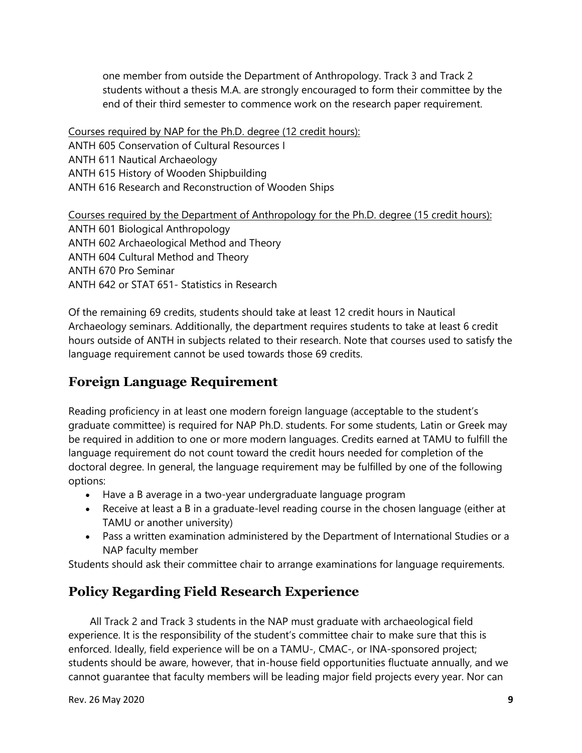one member from outside the Department of Anthropology. Track 3 and Track 2 students without a thesis M.A. are strongly encouraged to form their committee by the end of their third semester to commence work on the research paper requirement.

Courses required by NAP for the Ph.D. degree (12 credit hours):
ANTH 605 Conservation of Cultural Resources I
ANTH 611 Nautical Archaeology
ANTH 615 History of Wooden Shipbuilding
ANTH 616 Research and Reconstruction of Wooden Ships

Courses required by the Department of Anthropology for the Ph.D. degree (15 credit hours):
ANTH 601 Biological Anthropology
ANTH 602 Archaeological Method and Theory
ANTH 604 Cultural Method and Theory
ANTH 670 Pro Seminar
ANTH 642 or STAT 651- Statistics in Research

Of the remaining 69 credits, students should take at least 12 credit hours in Nautical Archaeology seminars. Additionally, the department requires students to take at least 6 credit hours outside of ANTH in subjects related to their research. Note that courses used to satisfy the language requirement cannot be used towards those 69 credits.

## Foreign Language Requirement

Reading proficiency in at least one modern foreign language (acceptable to the student's graduate committee) is required for NAP Ph.D. students. For some students, Latin or Greek may be required in addition to one or more modern languages. Credits earned at TAMU to fulfill the language requirement do not count toward the credit hours needed for completion of the doctoral degree. In general, the language requirement may be fulfilled by one of the following options:

- Have a B average in a two-year undergraduate language program
- Receive at least a B in a graduate-level reading course in the chosen language (either at TAMU or another university)
- Pass a written examination administered by the Department of International Studies or a NAP faculty member

Students should ask their committee chair to arrange examinations for language requirements.

## Policy Regarding Field Research Experience

All Track 2 and Track 3 students in the NAP must graduate with archaeological field experience. It is the responsibility of the student's committee chair to make sure that this is enforced. Ideally, field experience will be on a TAMU-, CMAC-, or INA-sponsored project; students should be aware, however, that in-house field opportunities fluctuate annually, and we cannot guarantee that faculty members will be leading major field projects every year. Nor can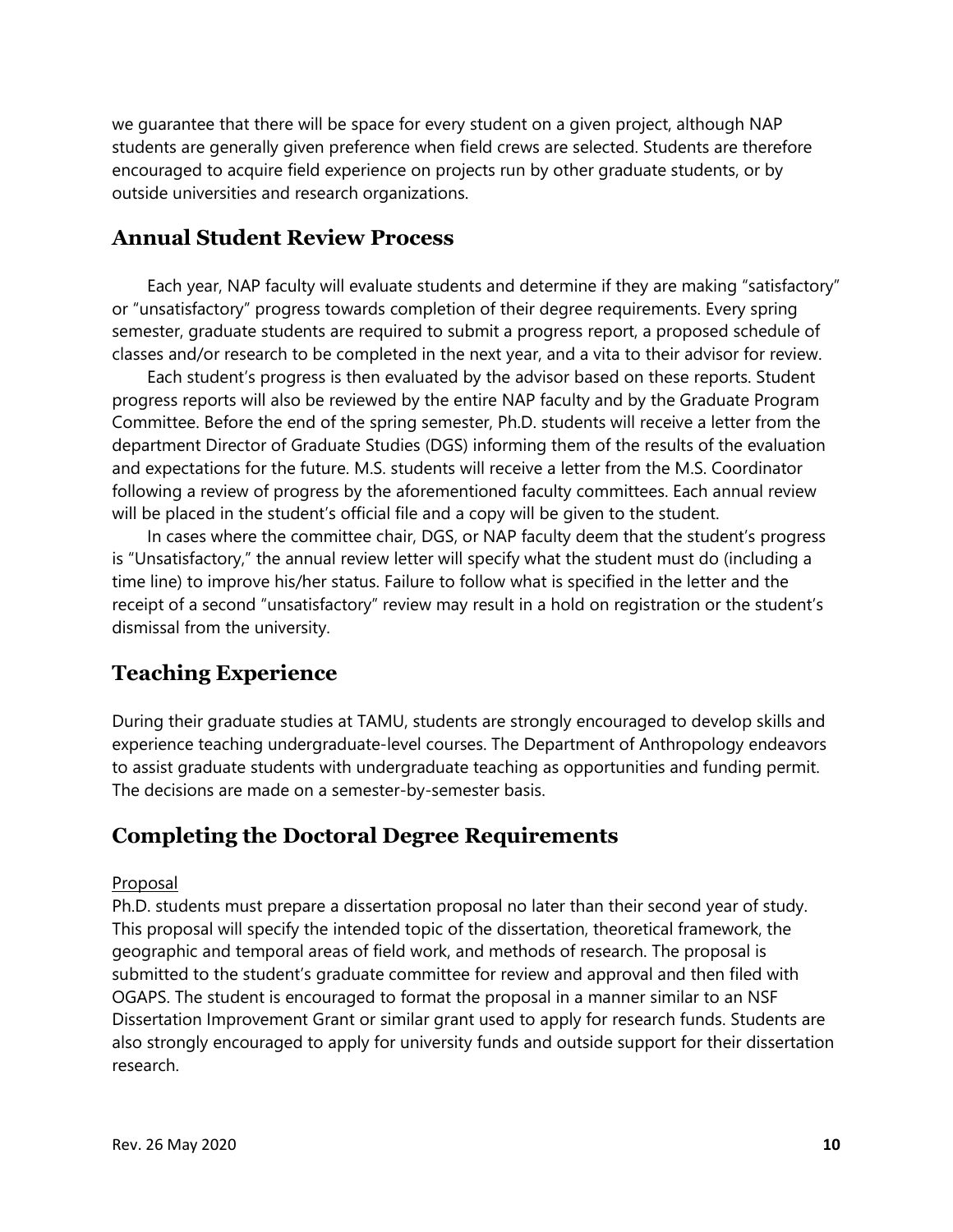we guarantee that there will be space for every student on a given project, although NAP students are generally given preference when field crews are selected. Students are therefore encouraged to acquire field experience on projects run by other graduate students, or by outside universities and research organizations.

## Annual Student Review Process

Each year, NAP faculty will evaluate students and determine if they are making "satisfactory" or "unsatisfactory" progress towards completion of their degree requirements. Every spring semester, graduate students are required to submit a progress report, a proposed schedule of classes and/or research to be completed in the next year, and a vita to their advisor for review.

Each student's progress is then evaluated by the advisor based on these reports. Student progress reports will also be reviewed by the entire NAP faculty and by the Graduate Program Committee. Before the end of the spring semester, Ph.D. students will receive a letter from the department Director of Graduate Studies (DGS) informing them of the results of the evaluation and expectations for the future. M.S. students will receive a letter from the M.S. Coordinator following a review of progress by the aforementioned faculty committees. Each annual review will be placed in the student's official file and a copy will be given to the student.

In cases where the committee chair, DGS, or NAP faculty deem that the student's progress is "Unsatisfactory," the annual review letter will specify what the student must do (including a time line) to improve his/her status. Failure to follow what is specified in the letter and the receipt of a second "unsatisfactory" review may result in a hold on registration or the student's dismissal from the university.

## Teaching Experience

During their graduate studies at TAMU, students are strongly encouraged to develop skills and experience teaching undergraduate-level courses. The Department of Anthropology endeavors to assist graduate students with undergraduate teaching as opportunities and funding permit. The decisions are made on a semester-by-semester basis.

## Completing the Doctoral Degree Requirements

<u>Proposal</u>

Ph.D. students must prepare a dissertation proposal no later than their second year of study. This proposal will specify the intended topic of the dissertation, theoretical framework, the geographic and temporal areas of field work, and methods of research. The proposal is submitted to the student's graduate committee for review and approval and then filed with OGAPS. The student is encouraged to format the proposal in a manner similar to an NSF Dissertation Improvement Grant or similar grant used to apply for research funds. Students are also strongly encouraged to apply for university funds and outside support for their dissertation research.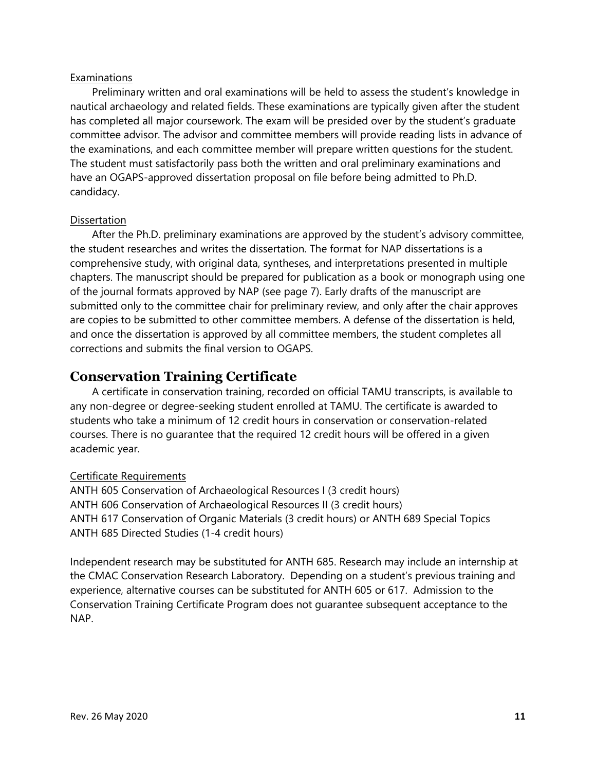Examinations

Preliminary written and oral examinations will be held to assess the student's knowledge in nautical archaeology and related fields. These examinations are typically given after the student has completed all major coursework. The exam will be presided over by the student's graduate committee advisor. The advisor and committee members will provide reading lists in advance of the examinations, and each committee member will prepare written questions for the student. The student must satisfactorily pass both the written and oral preliminary examinations and have an OGAPS-approved dissertation proposal on file before being admitted to Ph.D. candidacy.

Dissertation

After the Ph.D. preliminary examinations are approved by the student's advisory committee, the student researches and writes the dissertation. The format for NAP dissertations is a comprehensive study, with original data, syntheses, and interpretations presented in multiple chapters. The manuscript should be prepared for publication as a book or monograph using one of the journal formats approved by NAP (see page 7). Early drafts of the manuscript are submitted only to the committee chair for preliminary review, and only after the chair approves are copies to be submitted to other committee members. A defense of the dissertation is held, and once the dissertation is approved by all committee members, the student completes all corrections and submits the final version to OGAPS.

## Conservation Training Certificate

A certificate in conservation training, recorded on official TAMU transcripts, is available to any non-degree or degree-seeking student enrolled at TAMU. The certificate is awarded to students who take a minimum of 12 credit hours in conservation or conservation-related courses. There is no guarantee that the required 12 credit hours will be offered in a given academic year.

Certificate Requirements

ANTH 605 Conservation of Archaeological Resources I (3 credit hours)
ANTH 606 Conservation of Archaeological Resources II (3 credit hours)
ANTH 617 Conservation of Organic Materials (3 credit hours) or ANTH 689 Special Topics
ANTH 685 Directed Studies (1-4 credit hours)

Independent research may be substituted for ANTH 685. Research may include an internship at the CMAC Conservation Research Laboratory. Depending on a student's previous training and experience, alternative courses can be substituted for ANTH 605 or 617. Admission to the Conservation Training Certificate Program does not guarantee subsequent acceptance to the NAP.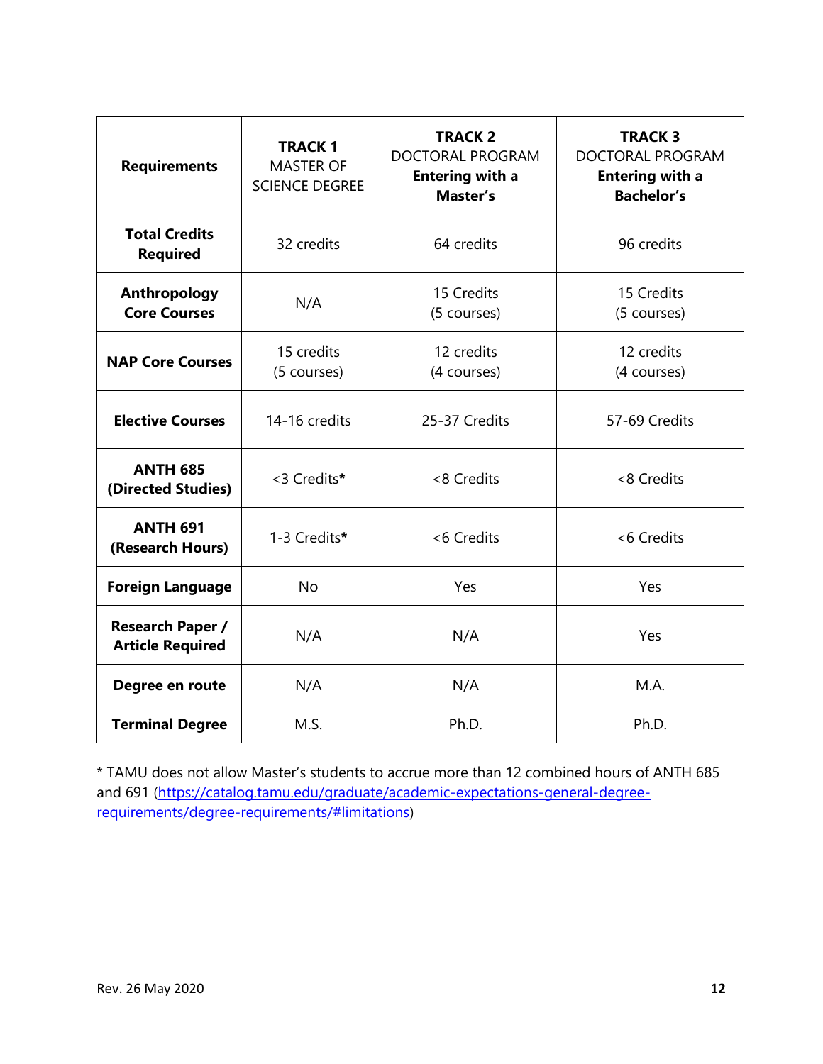| Requirements | TRACK 1 MASTER OF SCIENCE DEGREE | TRACK 2 DOCTORAL PROGRAM **Entering with a Master's** | TRACK 3 DOCTORAL PROGRAM **Entering with a Bachelor's** |
|---|---|---|---|
| **Total Credits Required** | 32 credits | 64 credits | 96 credits |
| **Anthropology Core Courses** | N/A | 15 Credits (5 courses) | 15 Credits (5 courses) |
| **NAP Core Courses** | 15 credits (5 courses) | 12 credits (4 courses) | 12 credits (4 courses) |
| **Elective Courses** | 14-16 credits | 25-37 Credits | 57-69 Credits |
| **ANTH 685 (Directed Studies)** | <3 Credits* | <8 Credits | <8 Credits |
| **ANTH 691 (Research Hours)** | 1-3 Credits* | <6 Credits | <6 Credits |
| **Foreign Language** | No | Yes | Yes |
| **Research Paper / Article Required** | N/A | N/A | Yes |
| **Degree en route** | N/A | N/A | M.A. |
| **Terminal Degree** | M.S. | Ph.D. | Ph.D. |

* TAMU does not allow Master's students to accrue more than 12 combined hours of ANTH 685 and 691 (https://catalog.tamu.edu/graduate/academic-expectations-general-degree-requirements/degree-requirements/#limitations)

Rev. 26 May 2020